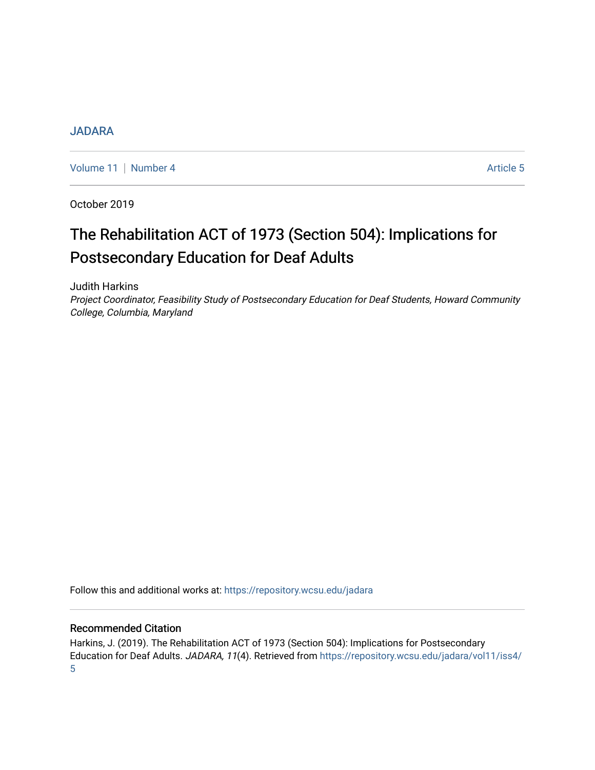JADARA

Volume 11 | Number 4 Article 5

October 2019

# The Rehabilitation ACT of 1973 (Section 504): Implications for Postsecondary Education for Deaf Adults

Judith Harkins
*Project Coordinator, Feasibility Study of Postsecondary Education for Deaf Students, Howard Community College, Columbia, Maryland*

Follow this and additional works at: https://repository.wcsu.edu/jadara

## Recommended Citation

Harkins, J. (2019). The Rehabilitation ACT of 1973 (Section 504): Implications for Postsecondary Education for Deaf Adults. *JADARA, 11*(4). Retrieved from https://repository.wcsu.edu/jadara/vol11/iss4/5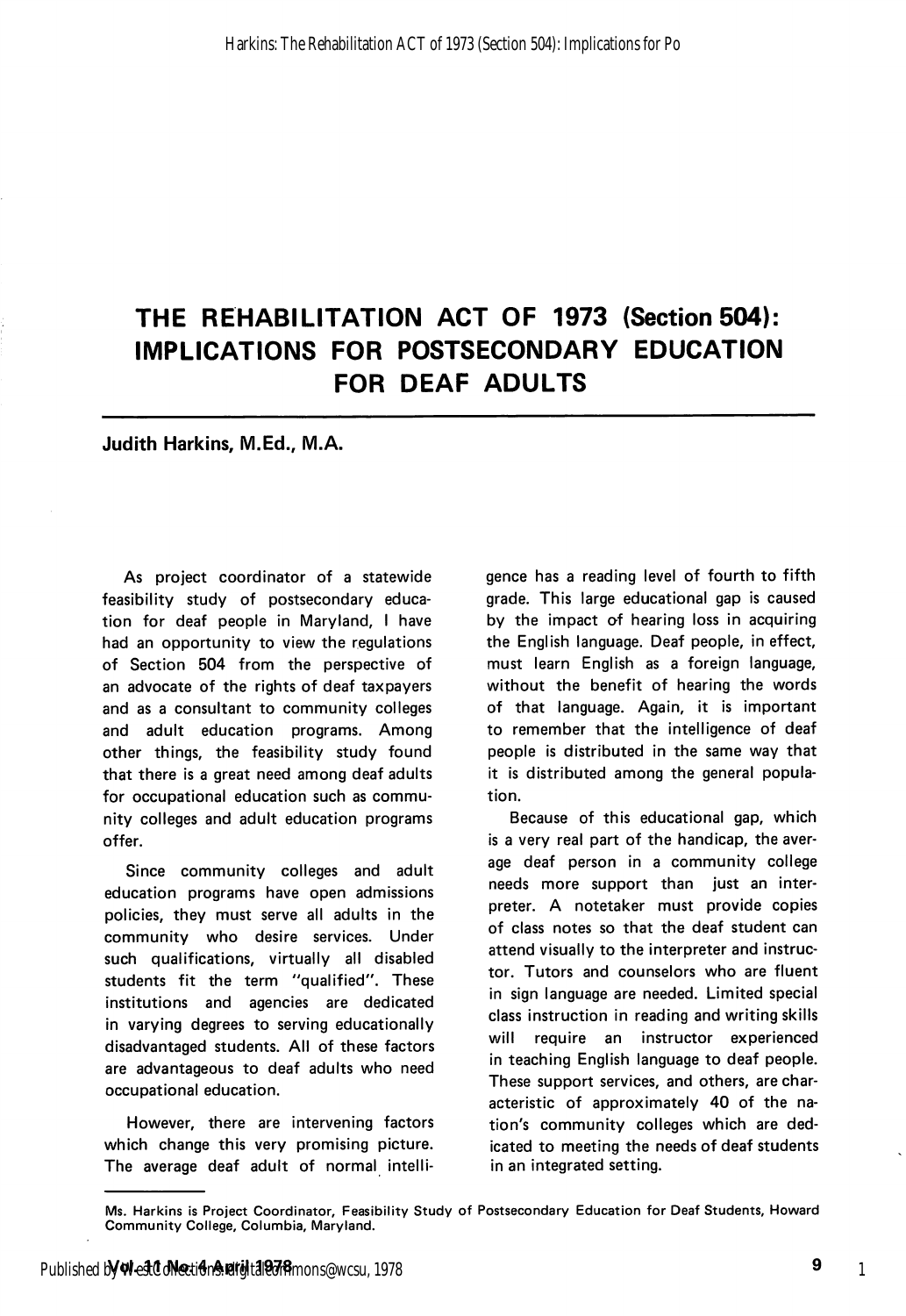# THE REHABILITATION ACT OF 1973 (Section 504): IMPLICATIONS FOR POSTSECONDARY EDUCATION FOR DEAF ADULTS

**Judith Harkins, M.Ed., M.A.**

As project coordinator of a statewide feasibility study of postsecondary education for deaf people in Maryland, I have had an opportunity to view the regulations of Section 504 from the perspective of an advocate of the rights of deaf taxpayers and as a consultant to community colleges and adult education programs. Among other things, the feasibility study found that there is a great need among deaf adults for occupational education such as community colleges and adult education programs offer.

Since community colleges and adult education programs have open admissions policies, they must serve all adults in the community who desire services. Under such qualifications, virtually all disabled students fit the term "qualified". These institutions and agencies are dedicated in varying degrees to serving educationally disadvantaged students. All of these factors are advantageous to deaf adults who need occupational education.

However, there are intervening factors which change this very promising picture. The average deaf adult of normal intelligence has a reading level of fourth to fifth grade. This large educational gap is caused by the impact of hearing loss in acquiring the English language. Deaf people, in effect, must learn English as a foreign language, without the benefit of hearing the words of that language. Again, it is important to remember that the intelligence of deaf people is distributed in the same way that it is distributed among the general population.

Because of this educational gap, which is a very real part of the handicap, the average deaf person in a community college needs more support than just an interpreter. A notetaker must provide copies of class notes so that the deaf student can attend visually to the interpreter and instructor. Tutors and counselors who are fluent in sign language are needed. Limited special class instruction in reading and writing skills will require an instructor experienced in teaching English language to deaf people. These support services, and others, are characteristic of approximately 40 of the nation's community colleges which are dedicated to meeting the needs of deaf students in an integrated setting.

---

Ms. Harkins is Project Coordinator, Feasibility Study of Postsecondary Education for Deaf Students, Howard Community College, Columbia, Maryland.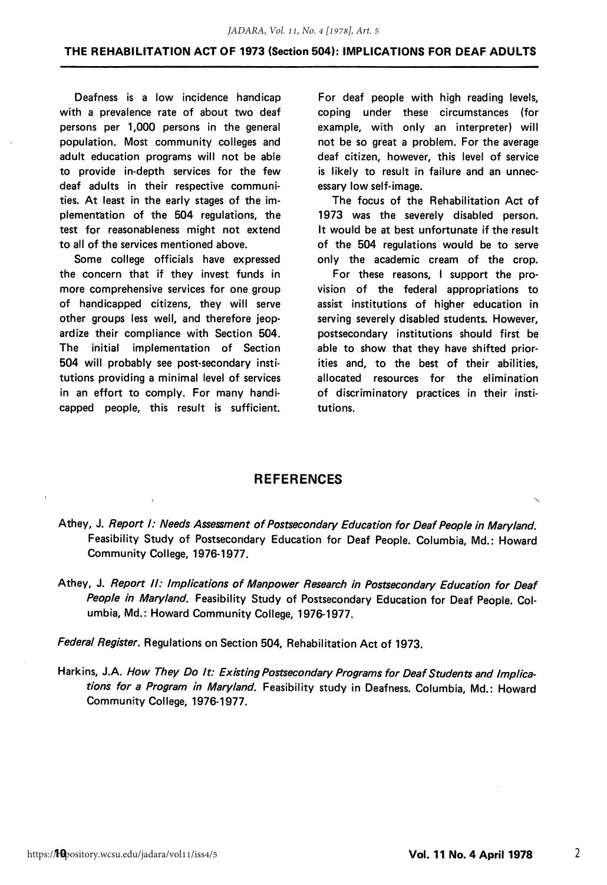Deafness is a low incidence handicap with a prevalence rate of about two deaf persons per 1,000 persons in the general population. Most community colleges and adult education programs will not be able to provide in-depth services for the few deaf adults in their respective communities. At least in the early stages of the implementation of the 504 regulations, the test for reasonableness might not extend to all of the services mentioned above.

Some college officials have expressed the concern that if they invest funds in more comprehensive services for one group of handicapped citizens, they will serve other groups less well, and therefore jeopardize their compliance with Section 504. The initial implementation of Section 504 will probably see post-secondary institutions providing a minimal level of services in an effort to comply. For many handicapped people, this result is sufficient. For deaf people with high reading levels, coping under these circumstances (for example, with only an interpreter) will not be so great a problem. For the average deaf citizen, however, this level of service is likely to result in failure and an unnecessary low self-image.

The focus of the Rehabilitation Act of 1973 was the severely disabled person. It would be at best unfortunate if the result of the 504 regulations would be to serve only the academic cream of the crop.

For these reasons, I support the provision of the federal appropriations to assist institutions of higher education in serving severely disabled students. However, postsecondary institutions should first be able to show that they have shifted priorities and, to the best of their abilities, allocated resources for the elimination of discriminatory practices in their institutions.

## REFERENCES

Athey, J. *Report I: Needs Assessment of Postsecondary Education for Deaf People in Maryland.* Feasibility Study of Postsecondary Education for Deaf People. Columbia, Md.: Howard Community College, 1976-1977.

Athey, J. *Report II: Implications of Manpower Research in Postsecondary Education for Deaf People in Maryland.* Feasibility Study of Postsecondary Education for Deaf People. Columbia, Md.: Howard Community College, 1976-1977.

*Federal Register.* Regulations on Section 504, Rehabilitation Act of 1973.

Harkins, J.A. *How They Do It: Existing Postsecondary Programs for Deaf Students and Implications for a Program in Maryland.* Feasibility study in Deafness. Columbia, Md.: Howard Community College, 1976-1977.